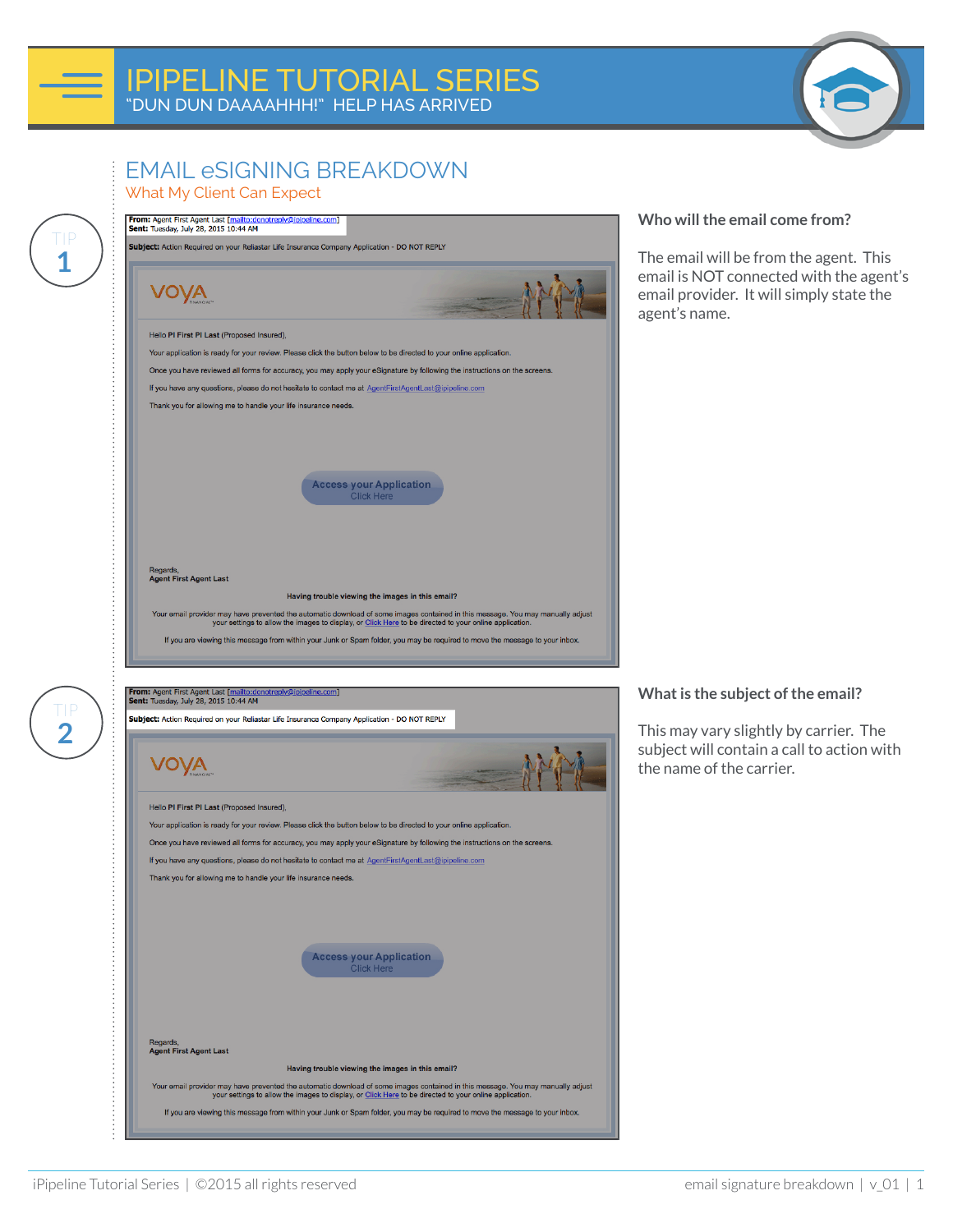# IPIPELINE TUTORIAL SERIES

"DUN DUN DAAAAHHH!" HELP HAS ARRIVED

## EMAIL eSIGNING BREAKDOWN

What My Client Can Expect

### TIP 1

**From:** Agent First Agent Last [mailto:donotreply@ipipeline.com]
**Sent:** Tuesday, July 28, 2015 10:44 AM

**Subject:** Action Required on your Reliastar Life Insurance Company Application - DO NOT REPLY

VOYA

Hello **PI First PI Last** (Proposed Insured),

Your application is ready for your review. Please click the button below to be directed to your online application.

Once you have reviewed all forms for accuracy, you may apply your eSignature by following the instructions on the screens.

If you have any questions, please do not hesitate to contact me at AgentFirstAgentLast@ipipeline.com

Thank you for allowing me to handle your life insurance needs.

Access your Application
Click Here

Regards,
**Agent First Agent Last**

**Having trouble viewing the images in this email?**

Your email provider may have prevented the automatic download of some images contained in this message. You may manually adjust your settings to allow the images to display, or Click Here to be directed to your online application.

If you are viewing this message from within your Junk or Spam folder, you may be required to move the message to your inbox.

**Who will the email come from?**

The email will be from the agent. This email is NOT connected with the agent's email provider. It will simply state the agent's name.

### TIP 2

**From:** Agent First Agent Last [mailto:donotreply@ipipeline.com]
**Sent:** Tuesday, July 28, 2015 10:44 AM

**Subject:** Action Required on your Reliastar Life Insurance Company Application - DO NOT REPLY

VOYA

Hello **PI First PI Last** (Proposed Insured),

Your application is ready for your review. Please click the button below to be directed to your online application.

Once you have reviewed all forms for accuracy, you may apply your eSignature by following the instructions on the screens.

If you have any questions, please do not hesitate to contact me at AgentFirstAgentLast@ipipeline.com

Thank you for allowing me to handle your life insurance needs.

Access your Application
Click Here

Regards,
**Agent First Agent Last**

**Having trouble viewing the images in this email?**

Your email provider may have prevented the automatic download of some images contained in this message. You may manually adjust your settings to allow the images to display, or Click Here to be directed to your online application.

If you are viewing this message from within your Junk or Spam folder, you may be required to move the message to your inbox.

**What is the subject of the email?**

This may vary slightly by carrier. The subject will contain a call to action with the name of the carrier.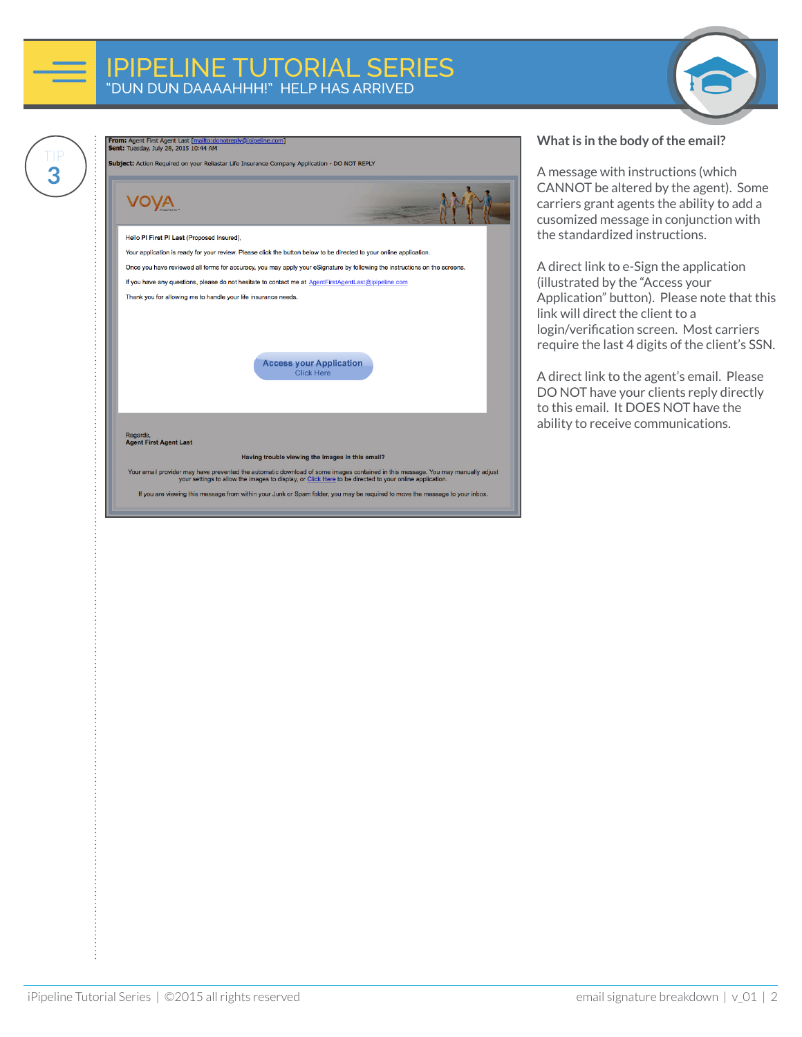# IPIPELINE TUTORIAL SERIES

"DUN DUN DAAAAHHH!" HELP HAS ARRIVED

TIP 3

**From:** Agent First Agent Last [mailto:donotreply@ipipeline.com]
**Sent:** Tuesday, July 28, 2015 10:44 AM

**Subject:** Action Required on your Reliastar Life Insurance Company Application - DO NOT REPLY

VOYA

Hello **PI First PI Last** (Proposed Insured),

Your application is ready for your review. Please click the button below to be directed to your online application.

Once you have reviewed all forms for accuracy, you may apply your eSignature by following the instructions on the screens.

If you have any questions, please do not hesitate to contact me at AgentFirstAgentLast@ipipeline.com

Thank you for allowing me to handle your life insurance needs.

Access your Application
Click Here

Regards,
**Agent First Agent Last**

**Having trouble viewing the images in this email?**

Your email provider may have prevented the automatic download of some images contained in this message. You may manually adjust your settings to allow the images to display, or Click Here to be directed to your online application.

If you are viewing this message from within your Junk or Spam folder, you may be required to move the message to your inbox.

**What is in the body of the email?**

A message with instructions (which CANNOT be altered by the agent). Some carriers grant agents the ability to add a cusomized message in conjunction with the standardized instructions.

A direct link to e-Sign the application (illustrated by the "Access your Application" button). Please note that this link will direct the client to a login/verification screen. Most carriers require the last 4 digits of the client's SSN.

A direct link to the agent's email. Please DO NOT have your clients reply directly to this email. It DOES NOT have the ability to receive communications.